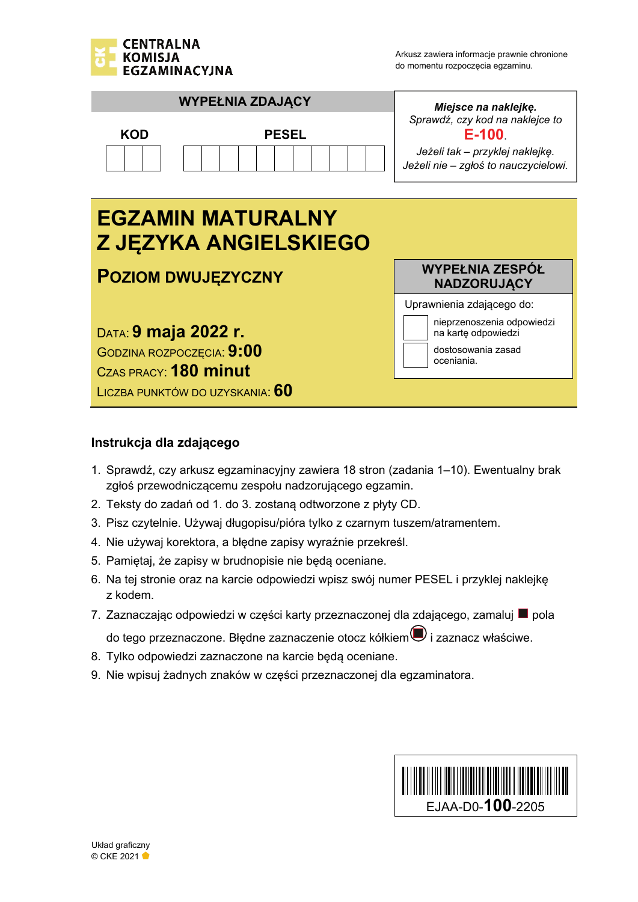CENTRALNA KOMISJA EGZAMINACYJNA

Arkusz zawiera informacje prawnie chronione do momentu rozpoczęcia egzaminu.

**WYPEŁNIA ZDAJĄCY**

| KOD | PESEL |
|---|---|
| | |

*Miejsce na naklejkę.*
*Sprawdź, czy kod na naklejce to* **E-100**.
*Jeżeli tak – przyklej naklejkę.*
*Jeżeli nie – zgłoś to nauczycielowi.*

# EGZAMIN MATURALNY Z JĘZYKA ANGIELSKIEGO

## POZIOM DWUJĘZYCZNY

DATA: **9 maja 2022 r.**
GODZINA ROZPOCZĘCIA: **9:00**
CZAS PRACY: **180 minut**
LICZBA PUNKTÓW DO UZYSKANIA: **60**

**WYPEŁNIA ZESPÓŁ NADZORUJĄCY**

Uprawnienia zdającego do:

- ☐ nieprzenoszenia odpowiedzi na kartę odpowiedzi
- ☐ dostosowania zasad oceniania.

### Instrukcja dla zdającego

1. Sprawdź, czy arkusz egzaminacyjny zawiera 18 stron (zadania 1–10). Ewentualny brak zgłoś przewodniczącemu zespołu nadzorującego egzamin.
2. Teksty do zadań od 1. do 3. zostaną odtworzone z płyty CD.
3. Pisz czytelnie. Używaj długopisu/pióra tylko z czarnym tuszem/atramentem.
4. Nie używaj korektora, a błędne zapisy wyraźnie przekreśl.
5. Pamiętaj, że zapisy w brudnopisie nie będą oceniane.
6. Na tej stronie oraz na karcie odpowiedzi wpisz swój numer PESEL i przyklej naklejkę z kodem.
7. Zaznaczając odpowiedzi w części karty przeznaczonej dla zdającego, zamaluj ■ pola do tego przeznaczone. Błędne zaznaczenie otocz kółkiem i zaznacz właściwe.
8. Tylko odpowiedzi zaznaczone na karcie będą oceniane.
9. Nie wpisuj żadnych znaków w części przeznaczonej dla egzaminatora.

EJAA-D0-**100**-2205

Układ graficzny
© CKE 2021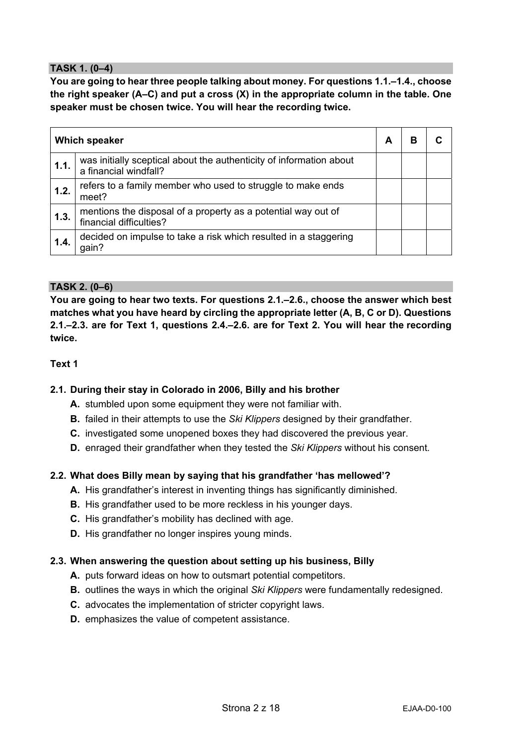**TASK 1. (0–4)**

**You are going to hear three people talking about money. For questions 1.1.–1.4., choose the right speaker (A–C) and put a cross (X) in the appropriate column in the table. One speaker must be chosen twice. You will hear the recording twice.**

| Which speaker | | A | B | C |
|---|---|---|---|---|
| **1.1.** | was initially sceptical about the authenticity of information about a financial windfall? | | | |
| **1.2.** | refers to a family member who used to struggle to make ends meet? | | | |
| **1.3.** | mentions the disposal of a property as a potential way out of financial difficulties? | | | |
| **1.4.** | decided on impulse to take a risk which resulted in a staggering gain? | | | |

**TASK 2. (0–6)**

**You are going to hear two texts. For questions 2.1.–2.6., choose the answer which best matches what you have heard by circling the appropriate letter (A, B, C or D). Questions 2.1.–2.3. are for Text 1, questions 2.4.–2.6. are for Text 2. You will hear the recording twice.**

**Text 1**

**2.1. During their stay in Colorado in 2006, Billy and his brother**

- **A.** stumbled upon some equipment they were not familiar with.
- **B.** failed in their attempts to use the *Ski Klippers* designed by their grandfather.
- **C.** investigated some unopened boxes they had discovered the previous year.
- **D.** enraged their grandfather when they tested the *Ski Klippers* without his consent.

**2.2. What does Billy mean by saying that his grandfather 'has mellowed'?**

- **A.** His grandfather's interest in inventing things has significantly diminished.
- **B.** His grandfather used to be more reckless in his younger days.
- **C.** His grandfather's mobility has declined with age.
- **D.** His grandfather no longer inspires young minds.

**2.3. When answering the question about setting up his business, Billy**

- **A.** puts forward ideas on how to outsmart potential competitors.
- **B.** outlines the ways in which the original *Ski Klippers* were fundamentally redesigned.
- **C.** advocates the implementation of stricter copyright laws.
- **D.** emphasizes the value of competent assistance.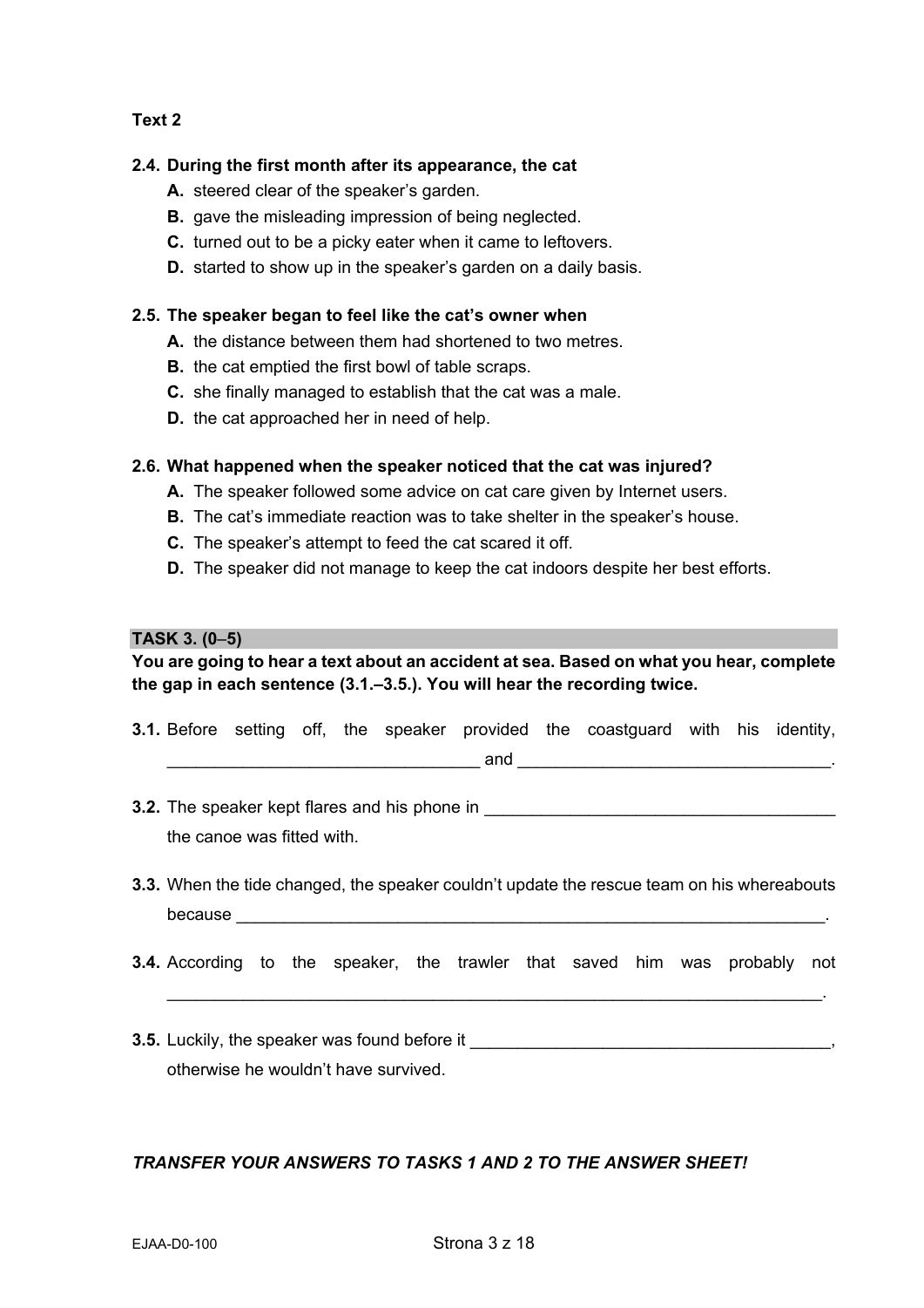**Text 2**

**2.4. During the first month after its appearance, the cat**

- **A.** steered clear of the speaker's garden.
- **B.** gave the misleading impression of being neglected.
- **C.** turned out to be a picky eater when it came to leftovers.
- **D.** started to show up in the speaker's garden on a daily basis.

**2.5. The speaker began to feel like the cat's owner when**

- **A.** the distance between them had shortened to two metres.
- **B.** the cat emptied the first bowl of table scraps.
- **C.** she finally managed to establish that the cat was a male.
- **D.** the cat approached her in need of help.

**2.6. What happened when the speaker noticed that the cat was injured?**

- **A.** The speaker followed some advice on cat care given by Internet users.
- **B.** The cat's immediate reaction was to take shelter in the speaker's house.
- **C.** The speaker's attempt to feed the cat scared it off.
- **D.** The speaker did not manage to keep the cat indoors despite her best efforts.

## TASK 3. (0–5)

**You are going to hear a text about an accident at sea. Based on what you hear, complete the gap in each sentence (3.1.–3.5.). You will hear the recording twice.**

**3.1.** Before setting off, the speaker provided the coastguard with his identity, _________________________________ and _________________________________.

**3.2.** The speaker kept flares and his phone in _____________________________________ the canoe was fitted with.

**3.3.** When the tide changed, the speaker couldn't update the rescue team on his whereabouts because _________________________________________________________________.

**3.4.** According to the speaker, the trawler that saved him was probably not ______________________________________________________________________.

**3.5.** Luckily, the speaker was found before it ______________________________________, otherwise he wouldn't have survived.

***TRANSFER YOUR ANSWERS TO TASKS 1 AND 2 TO THE ANSWER SHEET!***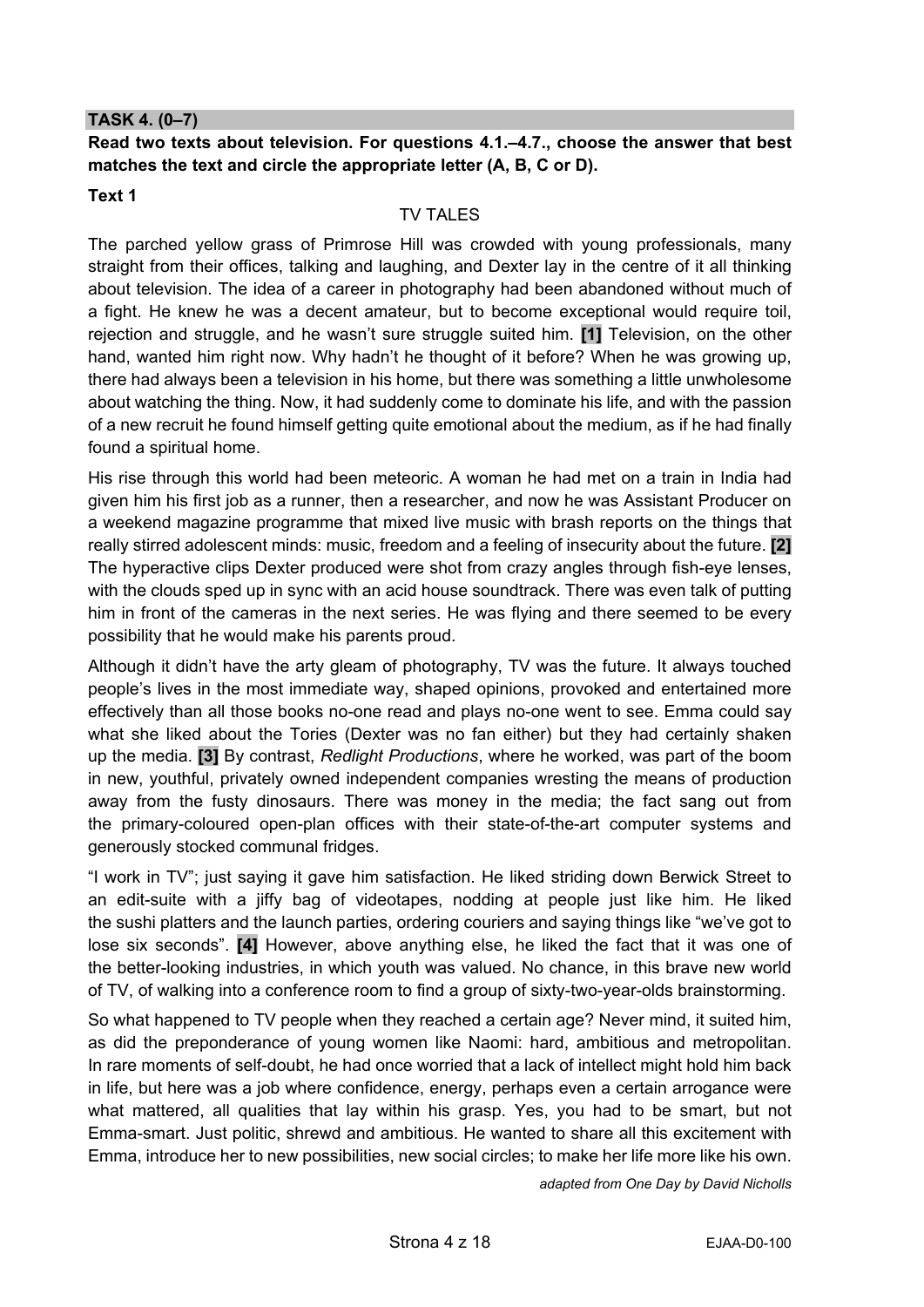**TASK 4. (0–7)**

**Read two texts about television. For questions 4.1.–4.7., choose the answer that best matches the text and circle the appropriate letter (A, B, C or D).**

**Text 1**

TV TALES

The parched yellow grass of Primrose Hill was crowded with young professionals, many straight from their offices, talking and laughing, and Dexter lay in the centre of it all thinking about television. The idea of a career in photography had been abandoned without much of a fight. He knew he was a decent amateur, but to become exceptional would require toil, rejection and struggle, and he wasn't sure struggle suited him. **[1]** Television, on the other hand, wanted him right now. Why hadn't he thought of it before? When he was growing up, there had always been a television in his home, but there was something a little unwholesome about watching the thing. Now, it had suddenly come to dominate his life, and with the passion of a new recruit he found himself getting quite emotional about the medium, as if he had finally found a spiritual home.

His rise through this world had been meteoric. A woman he had met on a train in India had given him his first job as a runner, then a researcher, and now he was Assistant Producer on a weekend magazine programme that mixed live music with brash reports on the things that really stirred adolescent minds: music, freedom and a feeling of insecurity about the future. **[2]** The hyperactive clips Dexter produced were shot from crazy angles through fish-eye lenses, with the clouds sped up in sync with an acid house soundtrack. There was even talk of putting him in front of the cameras in the next series. He was flying and there seemed to be every possibility that he would make his parents proud.

Although it didn't have the arty gleam of photography, TV was the future. It always touched people's lives in the most immediate way, shaped opinions, provoked and entertained more effectively than all those books no-one read and plays no-one went to see. Emma could say what she liked about the Tories (Dexter was no fan either) but they had certainly shaken up the media. **[3]** By contrast, *Redlight Productions*, where he worked, was part of the boom in new, youthful, privately owned independent companies wresting the means of production away from the fusty dinosaurs. There was money in the media; the fact sang out from the primary-coloured open-plan offices with their state-of-the-art computer systems and generously stocked communal fridges.

"I work in TV"; just saying it gave him satisfaction. He liked striding down Berwick Street to an edit-suite with a jiffy bag of videotapes, nodding at people just like him. He liked the sushi platters and the launch parties, ordering couriers and saying things like "we've got to lose six seconds". **[4]** However, above anything else, he liked the fact that it was one of the better-looking industries, in which youth was valued. No chance, in this brave new world of TV, of walking into a conference room to find a group of sixty-two-year-olds brainstorming.

So what happened to TV people when they reached a certain age? Never mind, it suited him, as did the preponderance of young women like Naomi: hard, ambitious and metropolitan. In rare moments of self-doubt, he had once worried that a lack of intellect might hold him back in life, but here was a job where confidence, energy, perhaps even a certain arrogance were what mattered, all qualities that lay within his grasp. Yes, you had to be smart, but not Emma-smart. Just politic, shrewd and ambitious. He wanted to share all this excitement with Emma, introduce her to new possibilities, new social circles; to make her life more like his own.

*adapted from One Day by David Nicholls*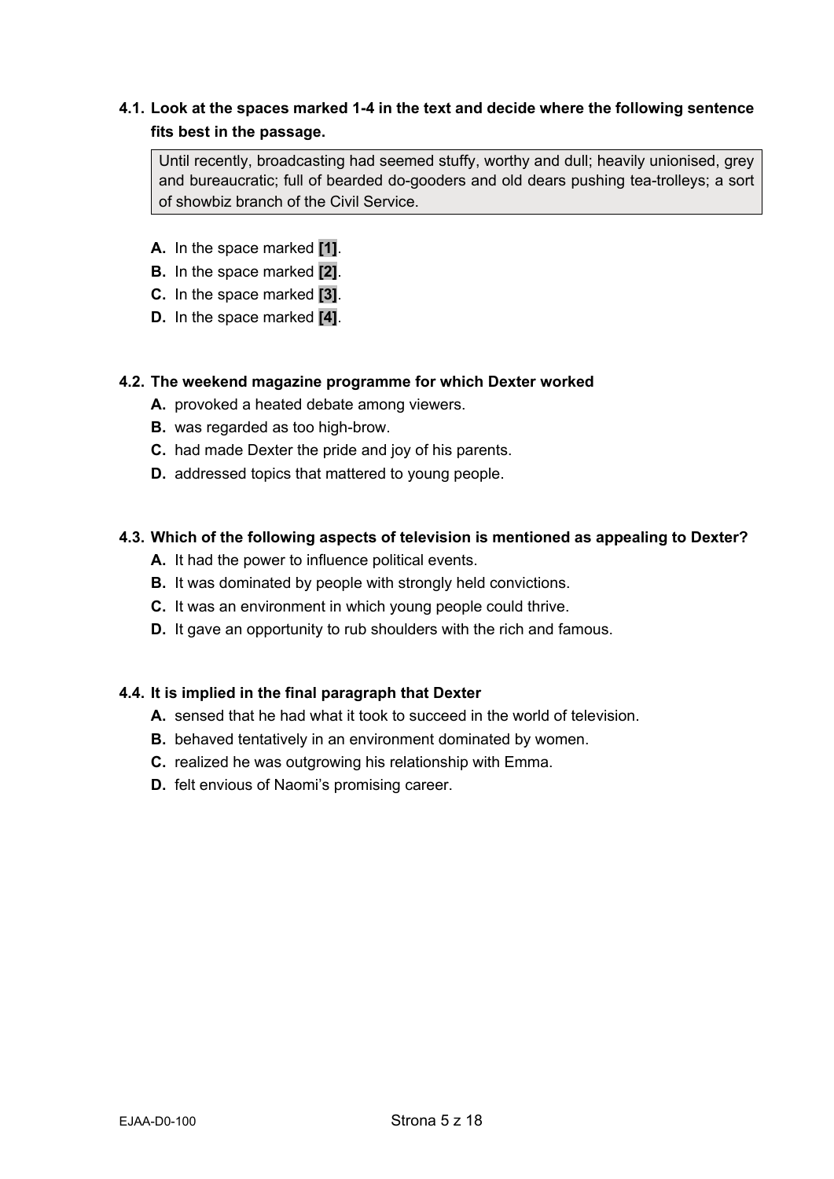**4.1. Look at the spaces marked 1-4 in the text and decide where the following sentence fits best in the passage.**

> Until recently, broadcasting had seemed stuffy, worthy and dull; heavily unionised, grey and bureaucratic; full of bearded do-gooders and old dears pushing tea-trolleys; a sort of showbiz branch of the Civil Service.

**A.** In the space marked **[1]**.
**B.** In the space marked **[2]**.
**C.** In the space marked **[3]**.
**D.** In the space marked **[4]**.

**4.2. The weekend magazine programme for which Dexter worked**

**A.** provoked a heated debate among viewers.
**B.** was regarded as too high-brow.
**C.** had made Dexter the pride and joy of his parents.
**D.** addressed topics that mattered to young people.

**4.3. Which of the following aspects of television is mentioned as appealing to Dexter?**

**A.** It had the power to influence political events.
**B.** It was dominated by people with strongly held convictions.
**C.** It was an environment in which young people could thrive.
**D.** It gave an opportunity to rub shoulders with the rich and famous.

**4.4. It is implied in the final paragraph that Dexter**

**A.** sensed that he had what it took to succeed in the world of television.
**B.** behaved tentatively in an environment dominated by women.
**C.** realized he was outgrowing his relationship with Emma.
**D.** felt envious of Naomi's promising career.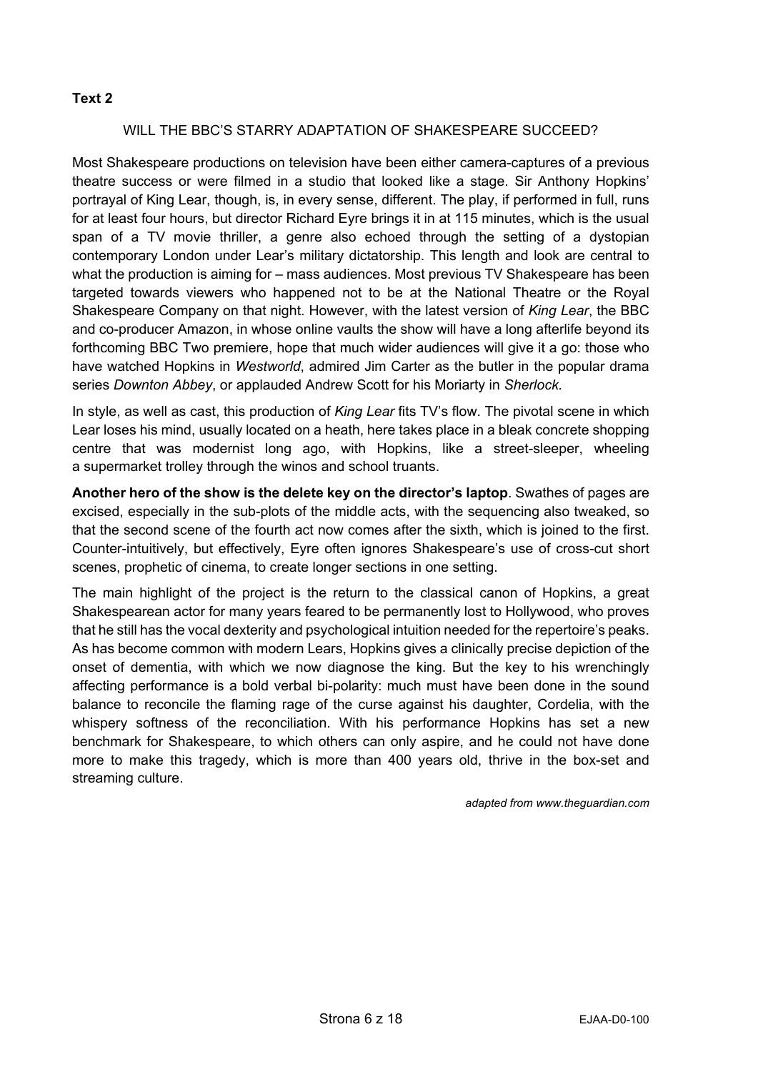**Text 2**

WILL THE BBC'S STARRY ADAPTATION OF SHAKESPEARE SUCCEED?

Most Shakespeare productions on television have been either camera-captures of a previous theatre success or were filmed in a studio that looked like a stage. Sir Anthony Hopkins' portrayal of King Lear, though, is, in every sense, different. The play, if performed in full, runs for at least four hours, but director Richard Eyre brings it in at 115 minutes, which is the usual span of a TV movie thriller, a genre also echoed through the setting of a dystopian contemporary London under Lear's military dictatorship. This length and look are central to what the production is aiming for – mass audiences. Most previous TV Shakespeare has been targeted towards viewers who happened not to be at the National Theatre or the Royal Shakespeare Company on that night. However, with the latest version of *King Lear*, the BBC and co-producer Amazon, in whose online vaults the show will have a long afterlife beyond its forthcoming BBC Two premiere, hope that much wider audiences will give it a go: those who have watched Hopkins in *Westworld*, admired Jim Carter as the butler in the popular drama series *Downton Abbey*, or applauded Andrew Scott for his Moriarty in *Sherlock.*

In style, as well as cast, this production of *King Lear* fits TV's flow. The pivotal scene in which Lear loses his mind, usually located on a heath, here takes place in a bleak concrete shopping centre that was modernist long ago, with Hopkins, like a street-sleeper, wheeling a supermarket trolley through the winos and school truants.

**Another hero of the show is the delete key on the director's laptop**. Swathes of pages are excised, especially in the sub-plots of the middle acts, with the sequencing also tweaked, so that the second scene of the fourth act now comes after the sixth, which is joined to the first. Counter-intuitively, but effectively, Eyre often ignores Shakespeare's use of cross-cut short scenes, prophetic of cinema, to create longer sections in one setting.

The main highlight of the project is the return to the classical canon of Hopkins, a great Shakespearean actor for many years feared to be permanently lost to Hollywood, who proves that he still has the vocal dexterity and psychological intuition needed for the repertoire's peaks. As has become common with modern Lears, Hopkins gives a clinically precise depiction of the onset of dementia, with which we now diagnose the king. But the key to his wrenchingly affecting performance is a bold verbal bi-polarity: much must have been done in the sound balance to reconcile the flaming rage of the curse against his daughter, Cordelia, with the whispery softness of the reconciliation. With his performance Hopkins has set a new benchmark for Shakespeare, to which others can only aspire, and he could not have done more to make this tragedy, which is more than 400 years old, thrive in the box-set and streaming culture.

*adapted from www.theguardian.com*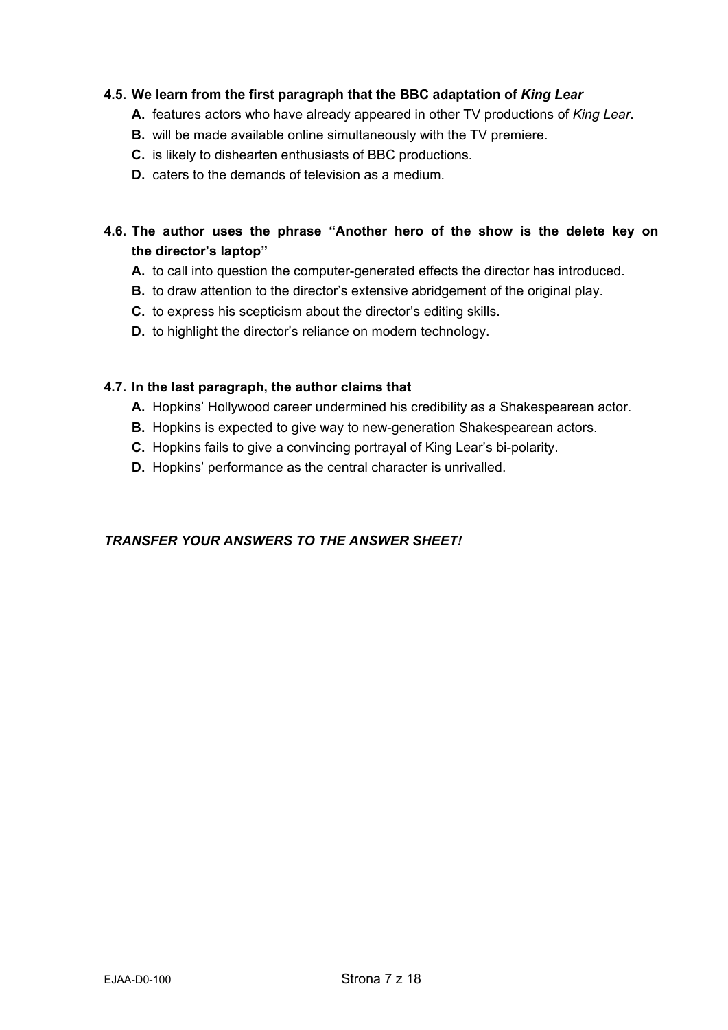**4.5. We learn from the first paragraph that the BBC adaptation of *King Lear***

- **A.** features actors who have already appeared in other TV productions of *King Lear*.
- **B.** will be made available online simultaneously with the TV premiere.
- **C.** is likely to dishearten enthusiasts of BBC productions.
- **D.** caters to the demands of television as a medium.

**4.6. The author uses the phrase "Another hero of the show is the delete key on the director's laptop"**

- **A.** to call into question the computer-generated effects the director has introduced.
- **B.** to draw attention to the director's extensive abridgement of the original play.
- **C.** to express his scepticism about the director's editing skills.
- **D.** to highlight the director's reliance on modern technology.

**4.7. In the last paragraph, the author claims that**

- **A.** Hopkins' Hollywood career undermined his credibility as a Shakespearean actor.
- **B.** Hopkins is expected to give way to new-generation Shakespearean actors.
- **C.** Hopkins fails to give a convincing portrayal of King Lear's bi-polarity.
- **D.** Hopkins' performance as the central character is unrivalled.

***TRANSFER YOUR ANSWERS TO THE ANSWER SHEET!***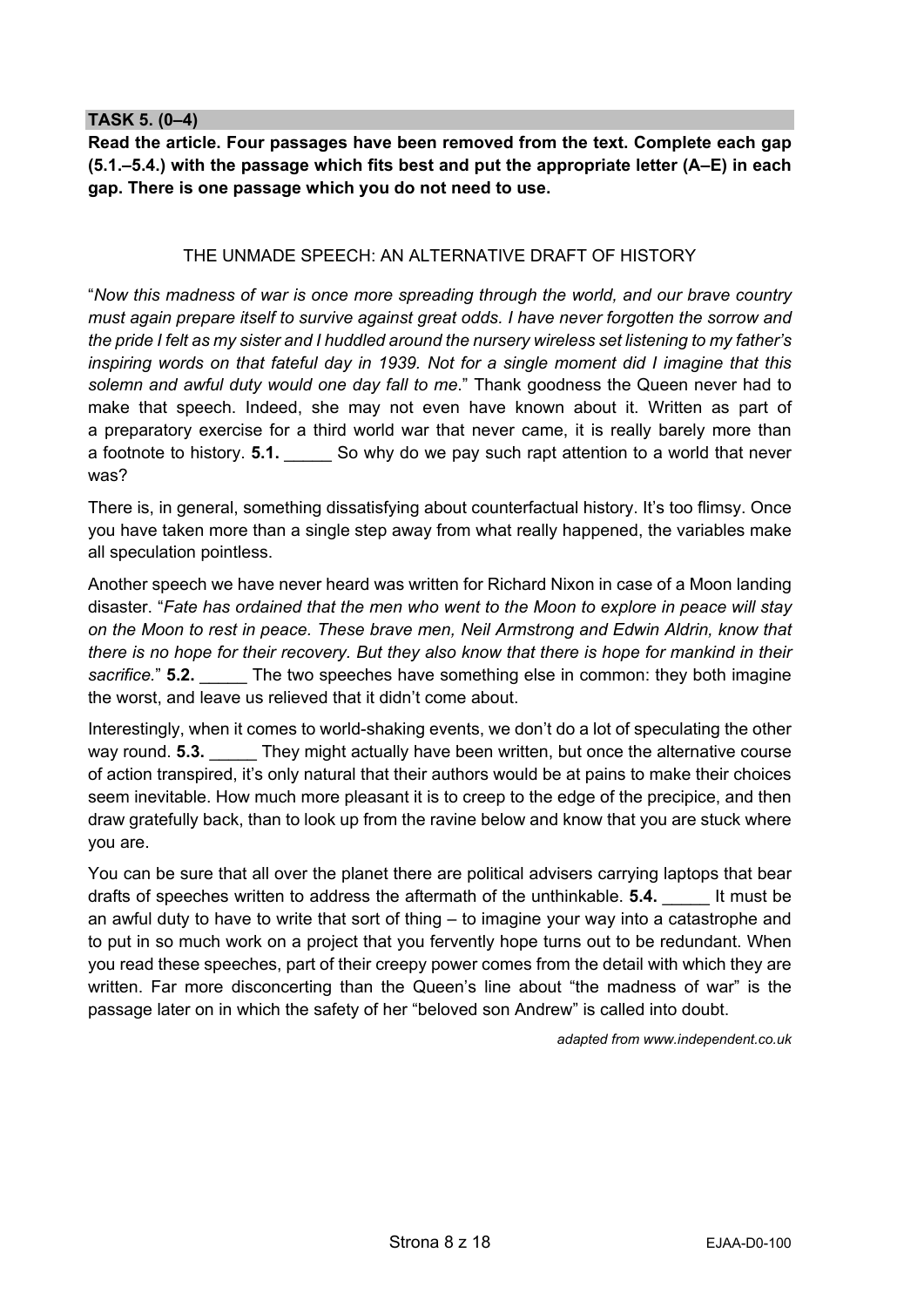**TASK 5. (0–4)**

**Read the article. Four passages have been removed from the text. Complete each gap (5.1.–5.4.) with the passage which fits best and put the appropriate letter (A–E) in each gap. There is one passage which you do not need to use.**

THE UNMADE SPEECH: AN ALTERNATIVE DRAFT OF HISTORY

"*Now this madness of war is once more spreading through the world, and our brave country must again prepare itself to survive against great odds. I have never forgotten the sorrow and the pride I felt as my sister and I huddled around the nursery wireless set listening to my father's inspiring words on that fateful day in 1939. Not for a single moment did I imagine that this solemn and awful duty would one day fall to me*." Thank goodness the Queen never had to make that speech. Indeed, she may not even have known about it. Written as part of a preparatory exercise for a third world war that never came, it is really barely more than a footnote to history. **5.1.** _____ So why do we pay such rapt attention to a world that never was?

There is, in general, something dissatisfying about counterfactual history. It's too flimsy. Once you have taken more than a single step away from what really happened, the variables make all speculation pointless.

Another speech we have never heard was written for Richard Nixon in case of a Moon landing disaster. "*Fate has ordained that the men who went to the Moon to explore in peace will stay on the Moon to rest in peace. These brave men, Neil Armstrong and Edwin Aldrin, know that there is no hope for their recovery. But they also know that there is hope for mankind in their sacrifice.*" **5.2.** _____ The two speeches have something else in common: they both imagine the worst, and leave us relieved that it didn't come about.

Interestingly, when it comes to world-shaking events, we don't do a lot of speculating the other way round. **5.3.** _____ They might actually have been written, but once the alternative course of action transpired, it's only natural that their authors would be at pains to make their choices seem inevitable. How much more pleasant it is to creep to the edge of the precipice, and then draw gratefully back, than to look up from the ravine below and know that you are stuck where you are.

You can be sure that all over the planet there are political advisers carrying laptops that bear drafts of speeches written to address the aftermath of the unthinkable. **5.4.** _____ It must be an awful duty to have to write that sort of thing – to imagine your way into a catastrophe and to put in so much work on a project that you fervently hope turns out to be redundant. When you read these speeches, part of their creepy power comes from the detail with which they are written. Far more disconcerting than the Queen's line about "the madness of war" is the passage later on in which the safety of her "beloved son Andrew" is called into doubt.

*adapted from www.independent.co.uk*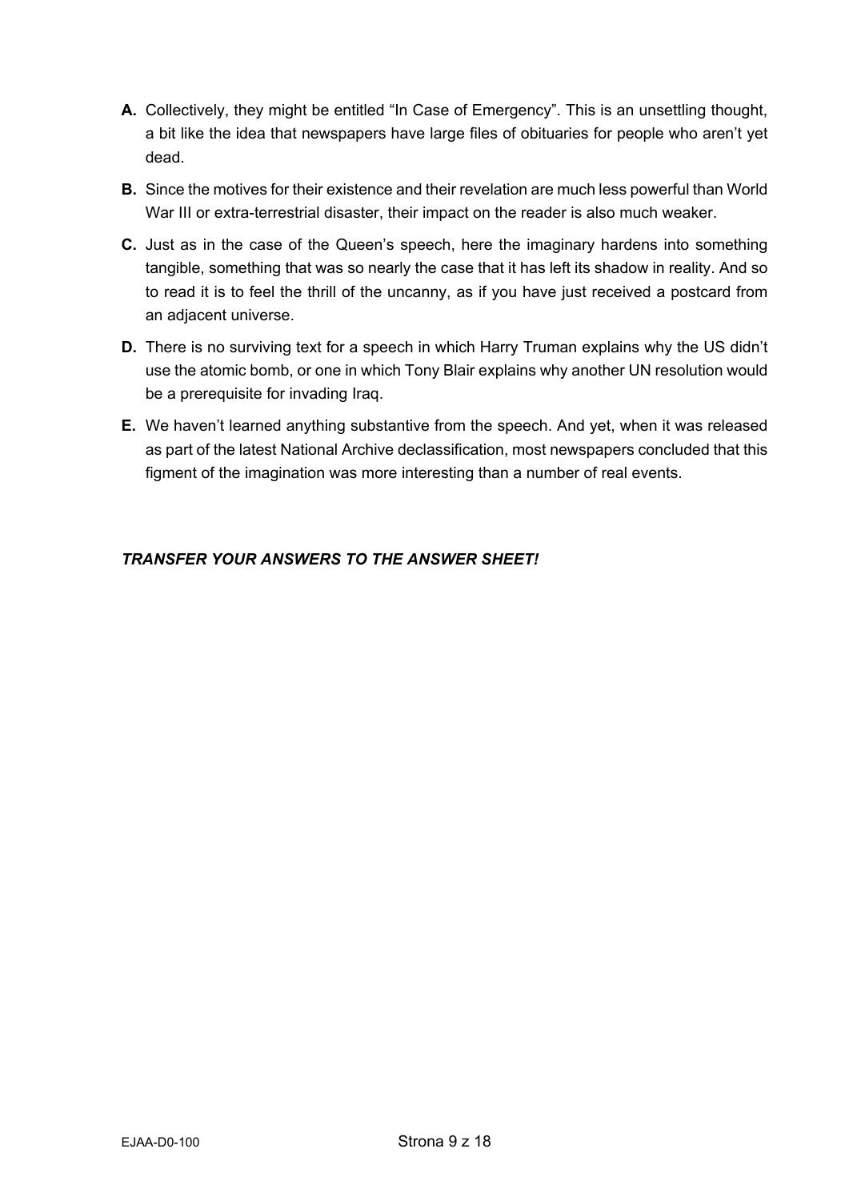**A.** Collectively, they might be entitled "In Case of Emergency". This is an unsettling thought, a bit like the idea that newspapers have large files of obituaries for people who aren't yet dead.

**B.** Since the motives for their existence and their revelation are much less powerful than World War III or extra-terrestrial disaster, their impact on the reader is also much weaker.

**C.** Just as in the case of the Queen's speech, here the imaginary hardens into something tangible, something that was so nearly the case that it has left its shadow in reality. And so to read it is to feel the thrill of the uncanny, as if you have just received a postcard from an adjacent universe.

**D.** There is no surviving text for a speech in which Harry Truman explains why the US didn't use the atomic bomb, or one in which Tony Blair explains why another UN resolution would be a prerequisite for invading Iraq.

**E.** We haven't learned anything substantive from the speech. And yet, when it was released as part of the latest National Archive declassification, most newspapers concluded that this figment of the imagination was more interesting than a number of real events.

***TRANSFER YOUR ANSWERS TO THE ANSWER SHEET!***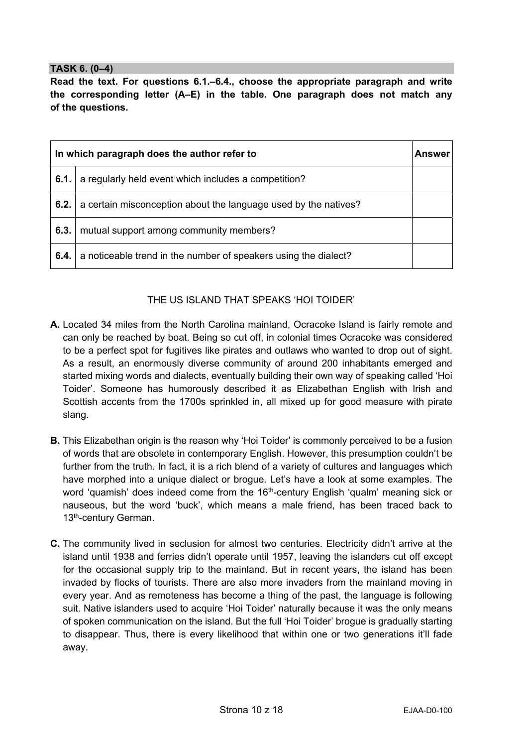**TASK 6. (0–4)**

**Read the text. For questions 6.1.–6.4., choose the appropriate paragraph and write the corresponding letter (A–E) in the table. One paragraph does not match any of the questions.**

| | In which paragraph does the author refer to | Answer |
|---|---|---|
| **6.1.** | a regularly held event which includes a competition? | |
| **6.2.** | a certain misconception about the language used by the natives? | |
| **6.3.** | mutual support among community members? | |
| **6.4.** | a noticeable trend in the number of speakers using the dialect? | |

THE US ISLAND THAT SPEAKS 'HOI TOIDER'

**A.** Located 34 miles from the North Carolina mainland, Ocracoke Island is fairly remote and can only be reached by boat. Being so cut off, in colonial times Ocracoke was considered to be a perfect spot for fugitives like pirates and outlaws who wanted to drop out of sight. As a result, an enormously diverse community of around 200 inhabitants emerged and started mixing words and dialects, eventually building their own way of speaking called 'Hoi Toider'. Someone has humorously described it as Elizabethan English with Irish and Scottish accents from the 1700s sprinkled in, all mixed up for good measure with pirate slang.

**B.** This Elizabethan origin is the reason why 'Hoi Toider' is commonly perceived to be a fusion of words that are obsolete in contemporary English. However, this presumption couldn't be further from the truth. In fact, it is a rich blend of a variety of cultures and languages which have morphed into a unique dialect or brogue. Let's have a look at some examples. The word 'quamish' does indeed come from the 16th-century English 'qualm' meaning sick or nauseous, but the word 'buck', which means a male friend, has been traced back to 13th-century German.

**C.** The community lived in seclusion for almost two centuries. Electricity didn't arrive at the island until 1938 and ferries didn't operate until 1957, leaving the islanders cut off except for the occasional supply trip to the mainland. But in recent years, the island has been invaded by flocks of tourists. There are also more invaders from the mainland moving in every year. And as remoteness has become a thing of the past, the language is following suit. Native islanders used to acquire 'Hoi Toider' naturally because it was the only means of spoken communication on the island. But the full 'Hoi Toider' brogue is gradually starting to disappear. Thus, there is every likelihood that within one or two generations it'll fade away.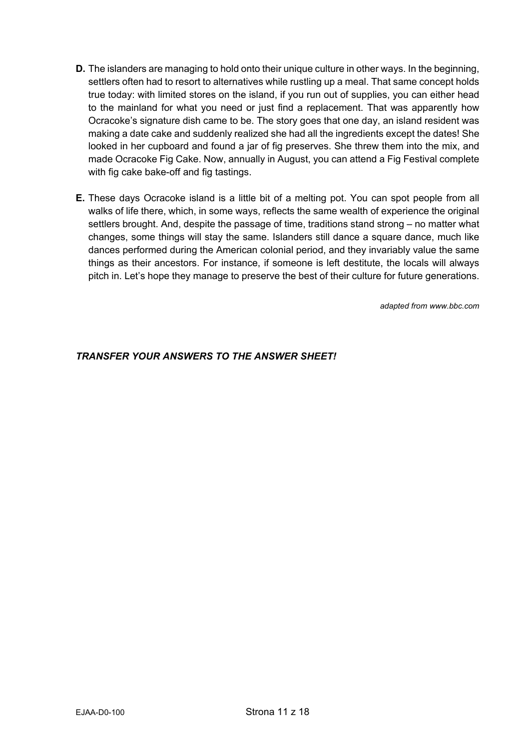**D.** The islanders are managing to hold onto their unique culture in other ways. In the beginning, settlers often had to resort to alternatives while rustling up a meal. That same concept holds true today: with limited stores on the island, if you run out of supplies, you can either head to the mainland for what you need or just find a replacement. That was apparently how Ocracoke's signature dish came to be. The story goes that one day, an island resident was making a date cake and suddenly realized she had all the ingredients except the dates! She looked in her cupboard and found a jar of fig preserves. She threw them into the mix, and made Ocracoke Fig Cake. Now, annually in August, you can attend a Fig Festival complete with fig cake bake-off and fig tastings.

**E.** These days Ocracoke island is a little bit of a melting pot. You can spot people from all walks of life there, which, in some ways, reflects the same wealth of experience the original settlers brought. And, despite the passage of time, traditions stand strong – no matter what changes, some things will stay the same. Islanders still dance a square dance, much like dances performed during the American colonial period, and they invariably value the same things as their ancestors. For instance, if someone is left destitute, the locals will always pitch in. Let's hope they manage to preserve the best of their culture for future generations.

*adapted from www.bbc.com*

***TRANSFER YOUR ANSWERS TO THE ANSWER SHEET!***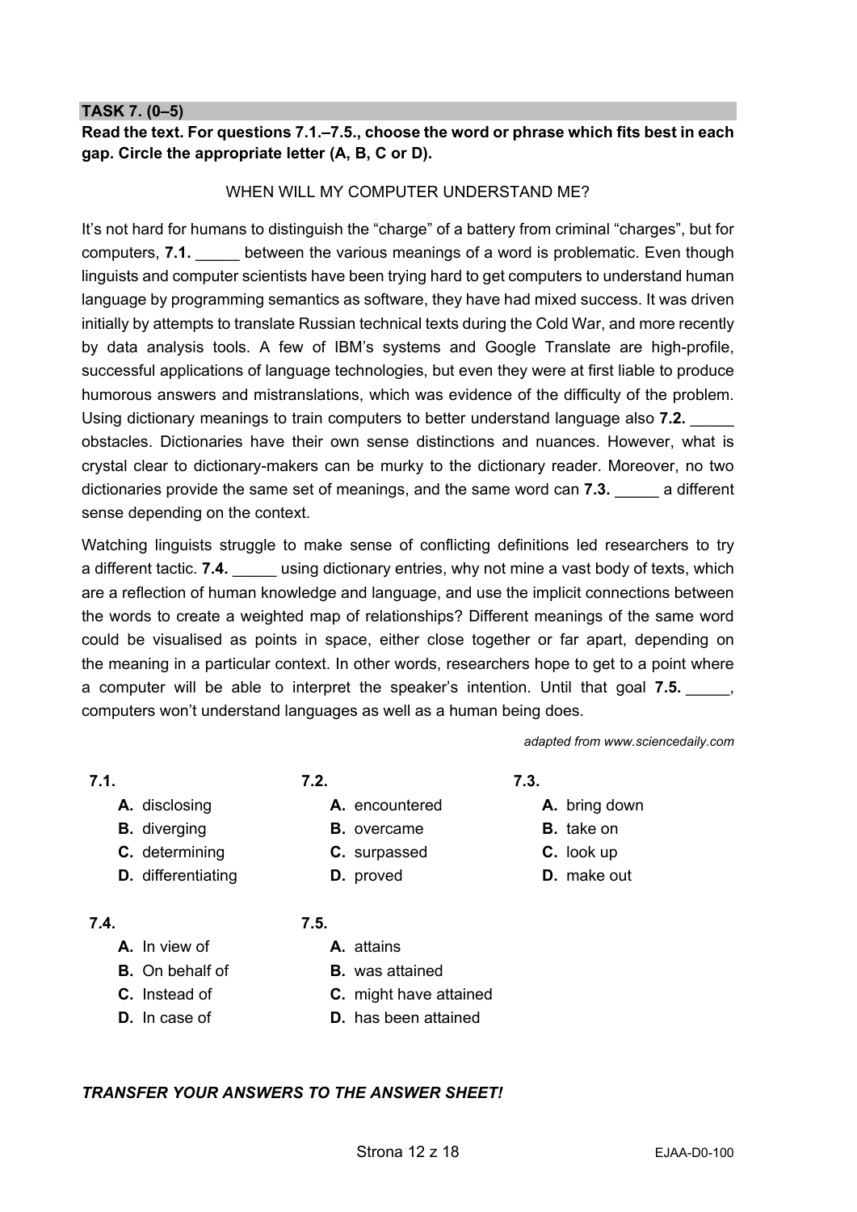## TASK 7. (0–5)

**Read the text. For questions 7.1.–7.5., choose the word or phrase which fits best in each gap. Circle the appropriate letter (A, B, C or D).**

WHEN WILL MY COMPUTER UNDERSTAND ME?

It's not hard for humans to distinguish the "charge" of a battery from criminal "charges", but for computers, **7.1.** _____ between the various meanings of a word is problematic. Even though linguists and computer scientists have been trying hard to get computers to understand human language by programming semantics as software, they have had mixed success. It was driven initially by attempts to translate Russian technical texts during the Cold War, and more recently by data analysis tools. A few of IBM's systems and Google Translate are high-profile, successful applications of language technologies, but even they were at first liable to produce humorous answers and mistranslations, which was evidence of the difficulty of the problem. Using dictionary meanings to train computers to better understand language also **7.2.** _____ obstacles. Dictionaries have their own sense distinctions and nuances. However, what is crystal clear to dictionary-makers can be murky to the dictionary reader. Moreover, no two dictionaries provide the same set of meanings, and the same word can **7.3.** _____ a different sense depending on the context.

Watching linguists struggle to make sense of conflicting definitions led researchers to try a different tactic. **7.4.** _____ using dictionary entries, why not mine a vast body of texts, which are a reflection of human knowledge and language, and use the implicit connections between the words to create a weighted map of relationships? Different meanings of the same word could be visualised as points in space, either close together or far apart, depending on the meaning in a particular context. In other words, researchers hope to get to a point where a computer will be able to interpret the speaker's intention. Until that goal **7.5.** _____, computers won't understand languages as well as a human being does.

*adapted from www.sciencedaily.com*

**7.1.**
- **A.** disclosing
- **B.** diverging
- **C.** determining
- **D.** differentiating

**7.2.**
- **A.** encountered
- **B.** overcame
- **C.** surpassed
- **D.** proved

**7.3.**
- **A.** bring down
- **B.** take on
- **C.** look up
- **D.** make out

**7.4.**
- **A.** In view of
- **B.** On behalf of
- **C.** Instead of
- **D.** In case of

**7.5.**
- **A.** attains
- **B.** was attained
- **C.** might have attained
- **D.** has been attained

***TRANSFER YOUR ANSWERS TO THE ANSWER SHEET!***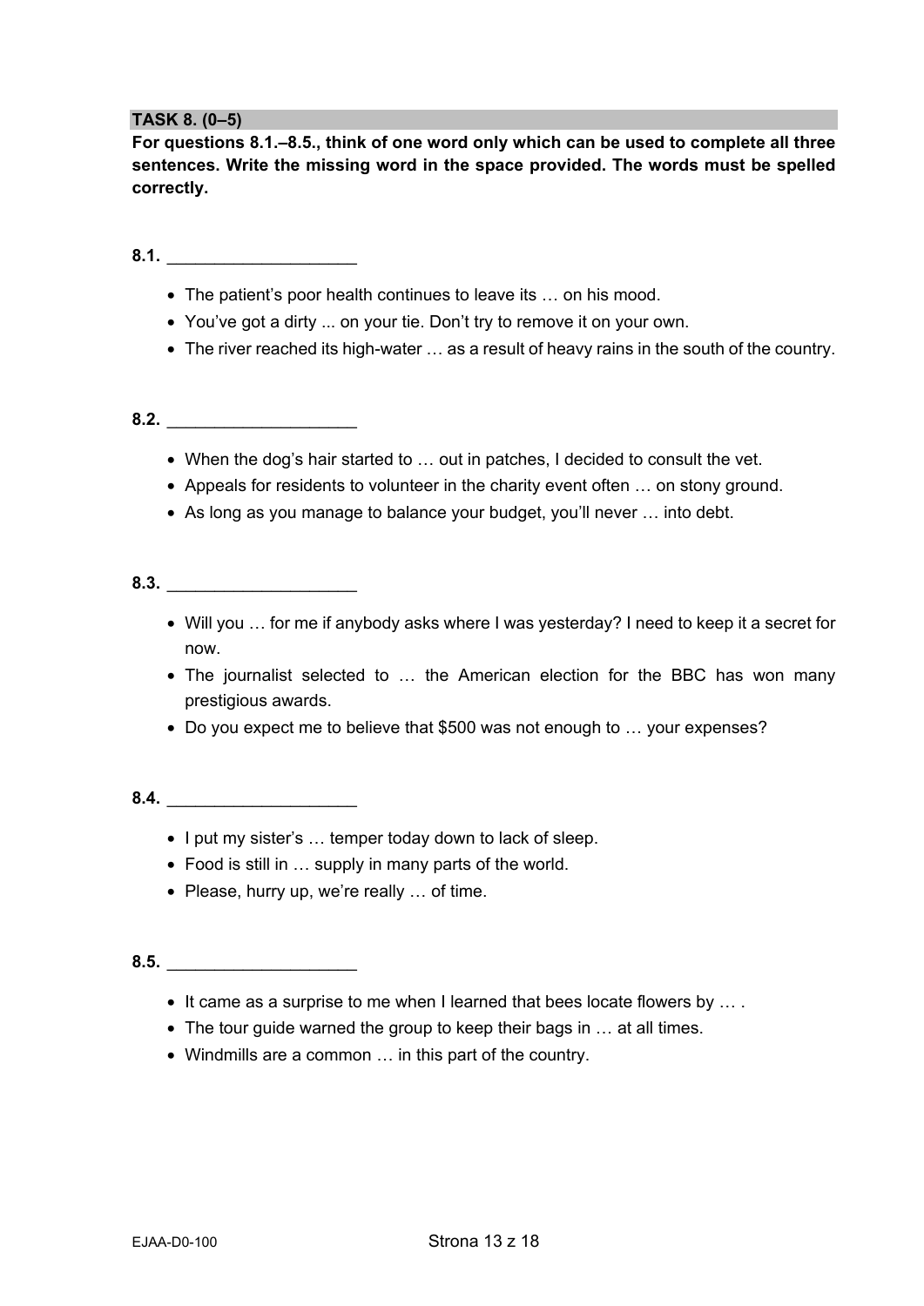**TASK 8. (0–5)**

**For questions 8.1.–8.5., think of one word only which can be used to complete all three sentences. Write the missing word in the space provided. The words must be spelled correctly.**

**8.1.** ____________________

- The patient's poor health continues to leave its … on his mood.
- You've got a dirty ... on your tie. Don't try to remove it on your own.
- The river reached its high-water … as a result of heavy rains in the south of the country.

**8.2.** ____________________

- When the dog's hair started to … out in patches, I decided to consult the vet.
- Appeals for residents to volunteer in the charity event often … on stony ground.
- As long as you manage to balance your budget, you'll never … into debt.

**8.3.** ____________________

- Will you … for me if anybody asks where I was yesterday? I need to keep it a secret for now.
- The journalist selected to … the American election for the BBC has won many prestigious awards.
- Do you expect me to believe that $500 was not enough to … your expenses?

**8.4.** ____________________

- I put my sister's … temper today down to lack of sleep.
- Food is still in … supply in many parts of the world.
- Please, hurry up, we're really … of time.

**8.5.** ____________________

- It came as a surprise to me when I learned that bees locate flowers by … .
- The tour guide warned the group to keep their bags in … at all times.
- Windmills are a common … in this part of the country.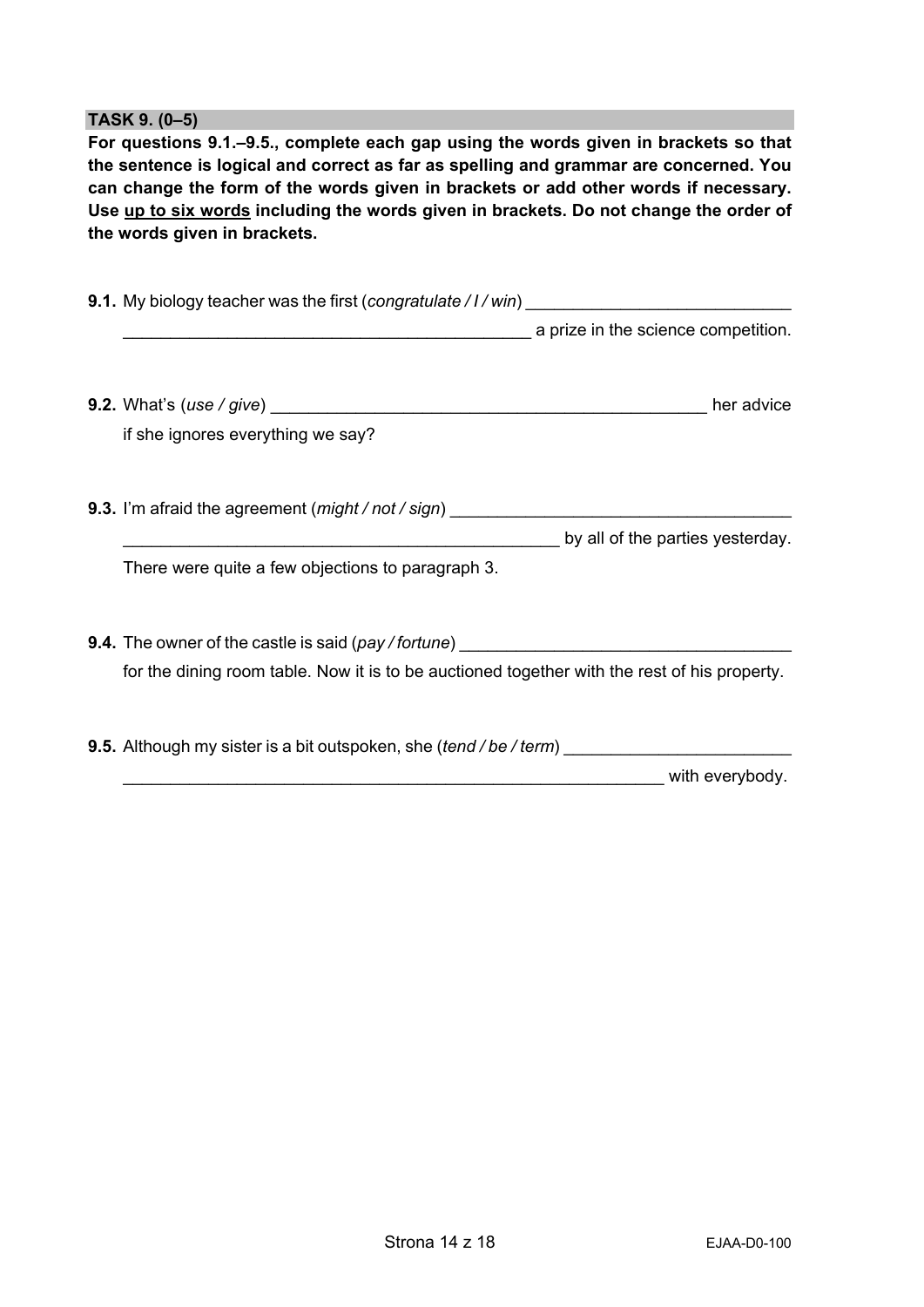**TASK 9. (0–5)**

**For questions 9.1.–9.5., complete each gap using the words given in brackets so that the sentence is logical and correct as far as spelling and grammar are concerned. You can change the form of the words given in brackets or add other words if necessary. Use <u>up to six words</u> including the words given in brackets. Do not change the order of the words given in brackets.**

**9.1.** My biology teacher was the first (*congratulate / I / win*) ____________________________ ____________________________________________ a prize in the science competition.

**9.2.** What's (*use / give*) ______________________________________________ her advice if she ignores everything we say?

**9.3.** I'm afraid the agreement (*might / not / sign*) ____________________________________ ______________________________________________ by all of the parties yesterday. There were quite a few objections to paragraph 3.

**9.4.** The owner of the castle is said (*pay / fortune*) ___________________________________ for the dining room table. Now it is to be auctioned together with the rest of his property.

**9.5.** Although my sister is a bit outspoken, she (*tend / be / term*) _______________________ __________________________________________________________ with everybody.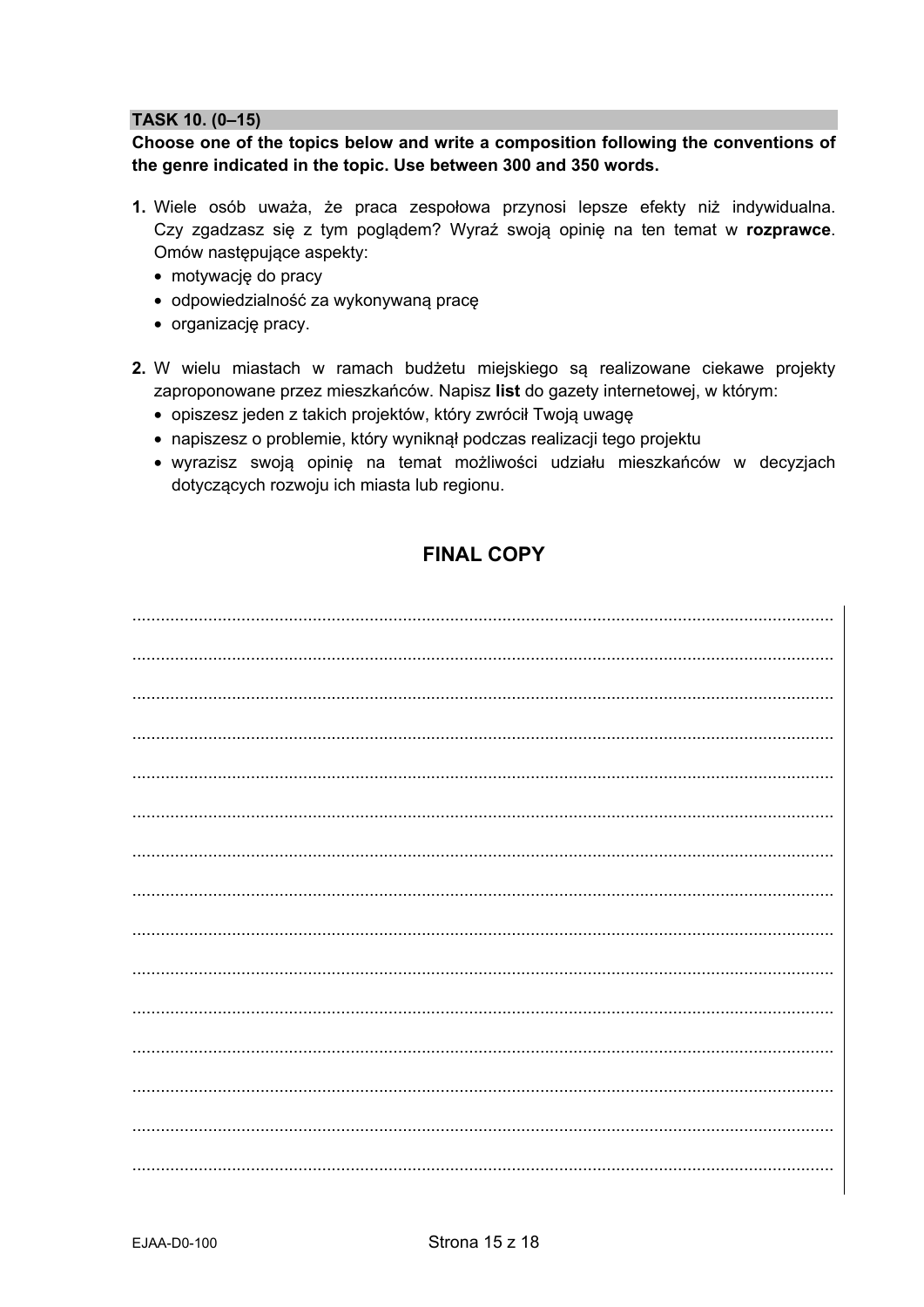**TASK 10. (0–15)**

**Choose one of the topics below and write a composition following the conventions of the genre indicated in the topic. Use between 300 and 350 words.**

1. Wiele osób uważa, że praca zespołowa przynosi lepsze efekty niż indywidualna. Czy zgadzasz się z tym poglądem? Wyraź swoją opinię na ten temat w **rozprawce**. Omów następujące aspekty:
   - motywację do pracy
   - odpowiedzialność za wykonywaną pracę
   - organizację pracy.

2. W wielu miastach w ramach budżetu miejskiego są realizowane ciekawe projekty zaproponowane przez mieszkańców. Napisz **list** do gazety internetowej, w którym:
   - opiszesz jeden z takich projektów, który zwrócił Twoją uwagę
   - napiszesz o problemie, który wyniknął podczas realizacji tego projektu
   - wyrazisz swoją opinię na temat możliwości udziału mieszkańców w decyzjach dotyczących rozwoju ich miasta lub regionu.

## FINAL COPY

..................................................................................................................................................

..................................................................................................................................................

..................................................................................................................................................

..................................................................................................................................................

..................................................................................................................................................

..................................................................................................................................................

..................................................................................................................................................

..................................................................................................................................................

..................................................................................................................................................

..................................................................................................................................................

..................................................................................................................................................

..................................................................................................................................................

..................................................................................................................................................

..................................................................................................................................................

..................................................................................................................................................

EJAA-D0-100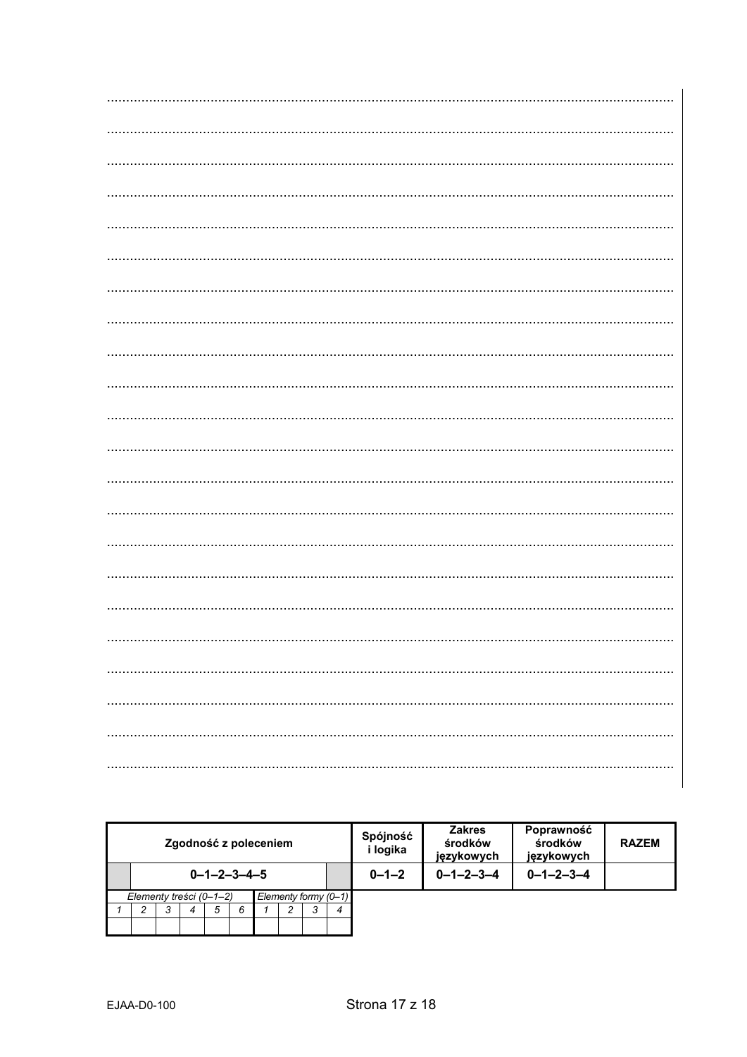| Zgodność z poleceniem | | | | | | | | | | | | Spójność i logika | Zakres środków językowych | Poprawność środków językowych | RAZEM |
|---|---|---|---|---|---|---|---|---|---|---|---|---|---|---|---|
| | 0–1–2–3–4–5 | | | | | | | | | | | 0–1–2 | 0–1–2–3–4 | 0–1–2–3–4 | |
| *Elementy treści (0–1–2)* | | | | | | *Elementy formy (0–1)* | | | | | | | | | |
| *1* | *2* | *3* | *4* | *5* | *6* | *1* | *2* | *3* | *4* | | | | | | |
| | | | | | | | | | | | | | | | |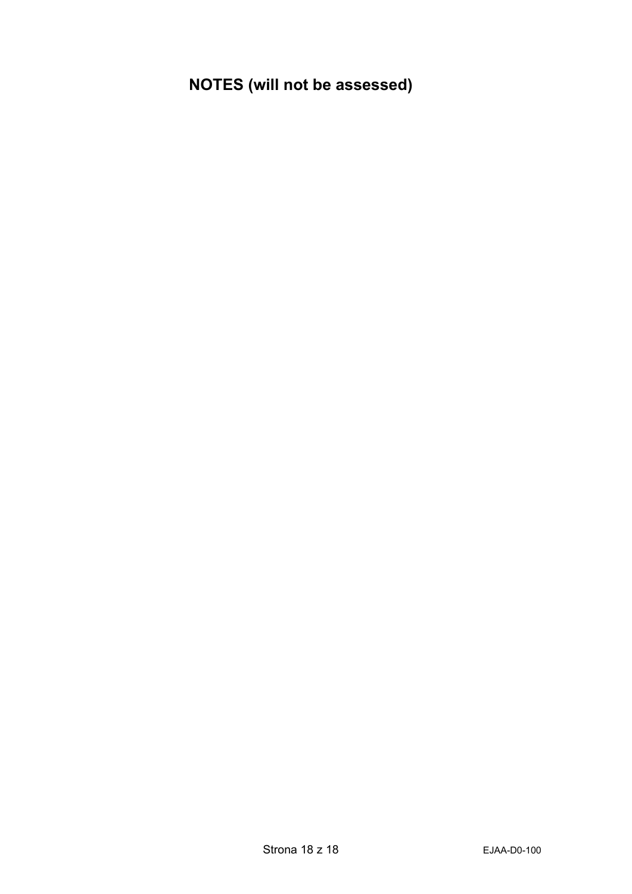# NOTES (will not be assessed)